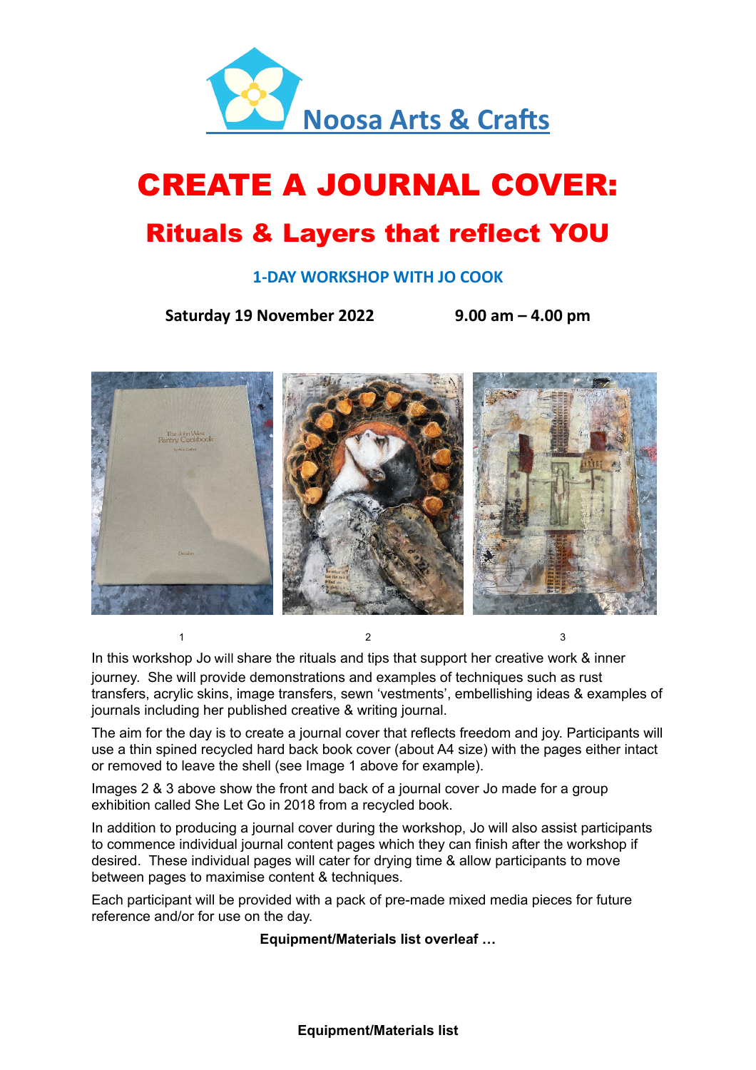Noosa Arts & Crafts

# CREATE A JOURNAL COVER:

## Rituals & Layers that reflect YOU

### 1-DAY WORKSHOP WITH JO COOK

**Saturday 19 November 2022** **9.00 am – 4.00 pm**

1 2 3

In this workshop Jo will share the rituals and tips that support her creative work & inner journey. She will provide demonstrations and examples of techniques such as rust transfers, acrylic skins, image transfers, sewn 'vestments', embellishing ideas & examples of journals including her published creative & writing journal.

The aim for the day is to create a journal cover that reflects freedom and joy. Participants will use a thin spined recycled hard back book cover (about A4 size) with the pages either intact or removed to leave the shell (see Image 1 above for example).

Images 2 & 3 above show the front and back of a journal cover Jo made for a group exhibition called She Let Go in 2018 from a recycled book.

In addition to producing a journal cover during the workshop, Jo will also assist participants to commence individual journal content pages which they can finish after the workshop if desired. These individual pages will cater for drying time & allow participants to move between pages to maximise content & techniques.

Each participant will be provided with a pack of pre-made mixed media pieces for future reference and/or for use on the day.

**Equipment/Materials list overleaf …**

**Equipment/Materials list**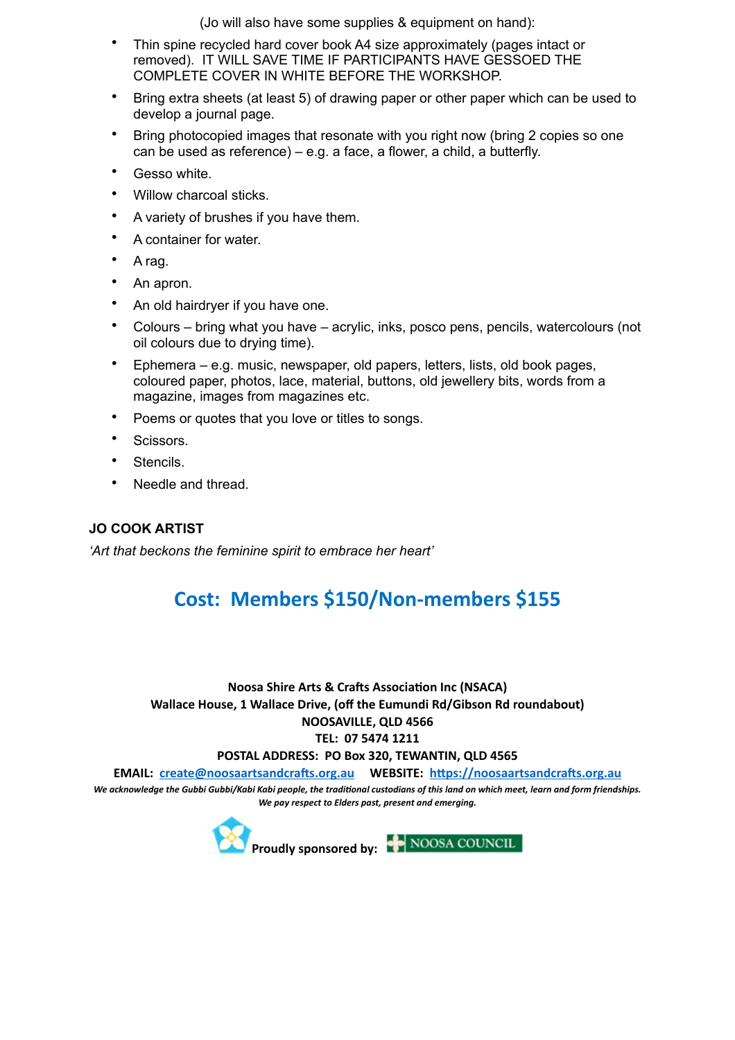(Jo will also have some supplies & equipment on hand):

- Thin spine recycled hard cover book A4 size approximately (pages intact or removed). IT WILL SAVE TIME IF PARTICIPANTS HAVE GESSOED THE COMPLETE COVER IN WHITE BEFORE THE WORKSHOP.
- Bring extra sheets (at least 5) of drawing paper or other paper which can be used to develop a journal page.
- Bring photocopied images that resonate with you right now (bring 2 copies so one can be used as reference) – e.g. a face, a flower, a child, a butterfly.
- Gesso white.
- Willow charcoal sticks.
- A variety of brushes if you have them.
- A container for water.
- A rag.
- An apron.
- An old hairdryer if you have one.
- Colours – bring what you have – acrylic, inks, posco pens, pencils, watercolours (not oil colours due to drying time).
- Ephemera – e.g. music, newspaper, old papers, letters, lists, old book pages, coloured paper, photos, lace, material, buttons, old jewellery bits, words from a magazine, images from magazines etc.
- Poems or quotes that you love or titles to songs.
- Scissors.
- Stencils.
- Needle and thread.

**JO COOK ARTIST**

*'Art that beckons the feminine spirit to embrace her heart'*

## Cost: Members $150/Non-members $155

**Noosa Shire Arts & Crafts Association Inc (NSACA)**
**Wallace House, 1 Wallace Drive, (off the Eumundi Rd/Gibson Rd roundabout)**
**NOOSAVILLE, QLD 4566**
**TEL: 07 5474 1211**
**POSTAL ADDRESS: PO Box 320, TEWANTIN, QLD 4565**
**EMAIL: create@noosaartsandcrafts.org.au WEBSITE: https://noosaartsandcrafts.org.au**

***We acknowledge the Gubbi Gubbi/Kabi Kabi people, the traditional custodians of this land on which meet, learn and form friendships. We pay respect to Elders past, present and emerging.***

**Proudly sponsored by:** NOOSA COUNCIL